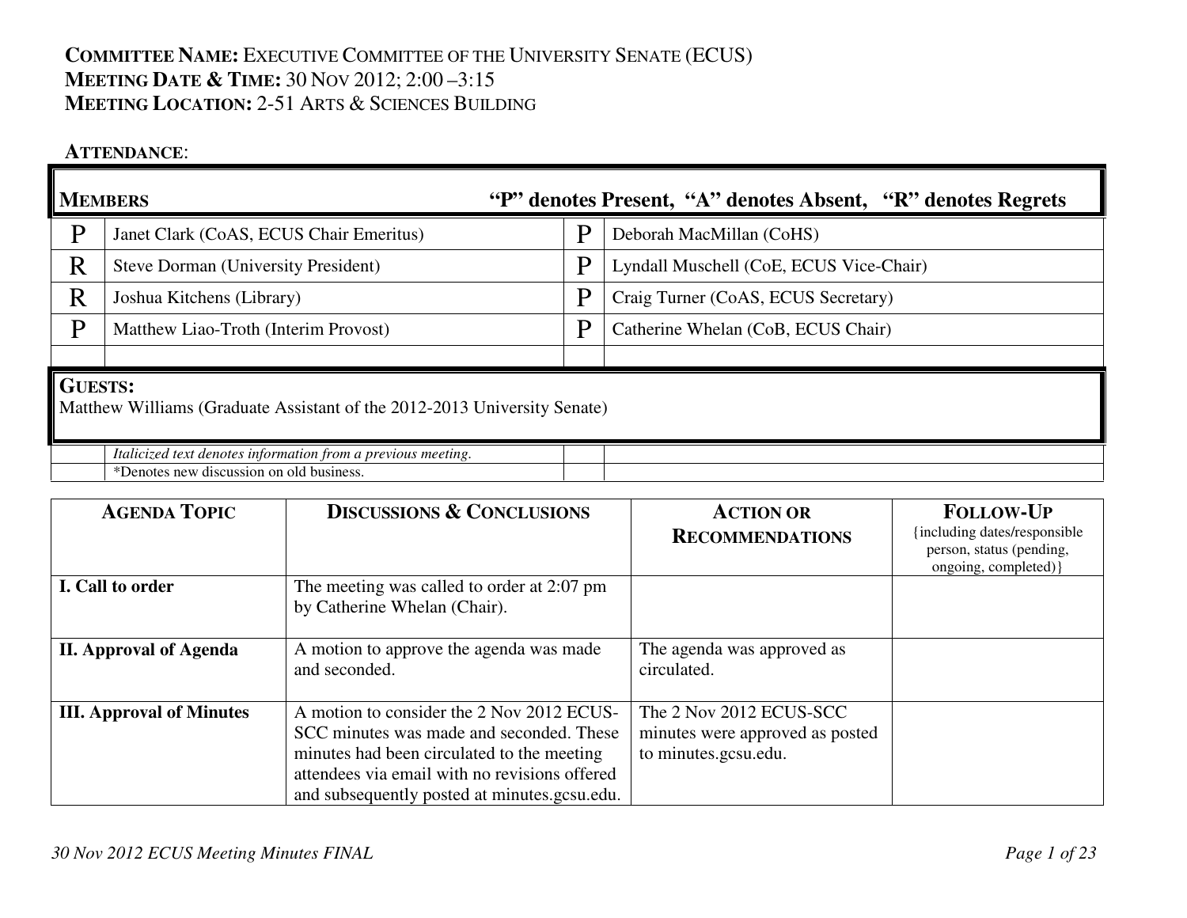**COMMITTEE NAME:** EXECUTIVE COMMITTEE OF THE UNIVERSITY SENATE (ECUS)
**MEETING DATE & TIME:** 30 NOV 2012; 2:00 –3:15
**MEETING LOCATION:** 2-51 ARTS & SCIENCES BUILDING

**ATTENDANCE**:

| **MEMBERS** | | **"P" denotes Present, "A" denotes Absent, "R" denotes Regrets** | |
|---|---|---|---|
| P | Janet Clark (CoAS, ECUS Chair Emeritus) | P | Deborah MacMillan (CoHS) |
| R | Steve Dorman (University President) | P | Lyndall Muschell (CoE, ECUS Vice-Chair) |
| R | Joshua Kitchens (Library) | P | Craig Turner (CoAS, ECUS Secretary) |
| P | Matthew Liao-Troth (Interim Provost) | P | Catherine Whelan (CoB, ECUS Chair) |

**GUESTS:**
Matthew Williams (Graduate Assistant of the 2012-2013 University Senate)

*Italicized text denotes information from a previous meeting.*
*Denotes new discussion on old business.

| AGENDA TOPIC | DISCUSSIONS & CONCLUSIONS | ACTION OR RECOMMENDATIONS | FOLLOW-UP {including dates/responsible person, status (pending, ongoing, completed)} |
|---|---|---|---|
| **I. Call to order** | The meeting was called to order at 2:07 pm by Catherine Whelan (Chair). | | |
| **II. Approval of Agenda** | A motion to approve the agenda was made and seconded. | The agenda was approved as circulated. | |
| **III. Approval of Minutes** | A motion to consider the 2 Nov 2012 ECUS-SCC minutes was made and seconded. These minutes had been circulated to the meeting attendees via email with no revisions offered and subsequently posted at minutes.gcsu.edu. | The 2 Nov 2012 ECUS-SCC minutes were approved as posted to minutes.gcsu.edu. | |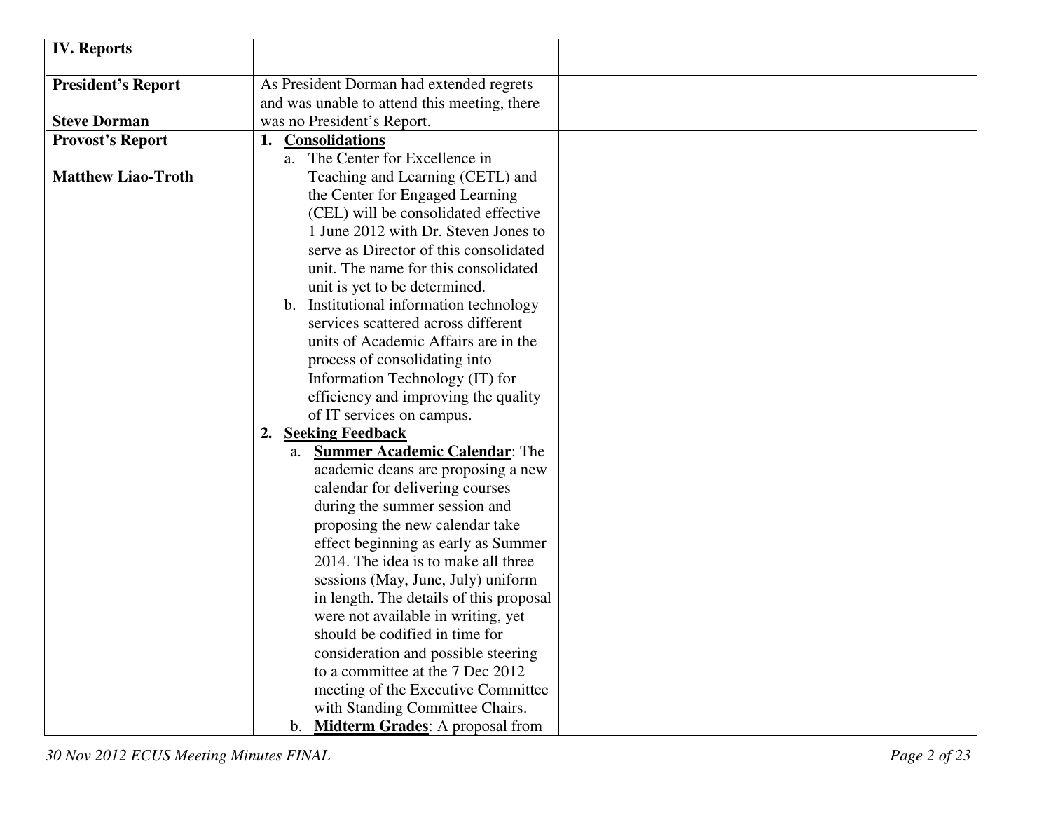| **IV. Reports** | | | |
|---|---|---|---|
| **President's Report**<br><br>**Steve Dorman** | As President Dorman had extended regrets and was unable to attend this meeting, there was no President's Report. | | |
| **Provost's Report**<br><br>**Matthew Liao-Troth** | 1. **Consolidations**<br>a. The Center for Excellence in Teaching and Learning (CETL) and the Center for Engaged Learning (CEL) will be consolidated effective 1 June 2012 with Dr. Steven Jones to serve as Director of this consolidated unit. The name for this consolidated unit is yet to be determined.<br>b. Institutional information technology services scattered across different units of Academic Affairs are in the process of consolidating into Information Technology (IT) for efficiency and improving the quality of IT services on campus.<br>2. **Seeking Feedback**<br>a. **Summer Academic Calendar**: The academic deans are proposing a new calendar for delivering courses during the summer session and proposing the new calendar take effect beginning as early as Summer 2014. The idea is to make all three sessions (May, June, July) uniform in length. The details of this proposal were not available in writing, yet should be codified in time for consideration and possible steering to a committee at the 7 Dec 2012 meeting of the Executive Committee with Standing Committee Chairs.<br>b. **Midterm Grades**: A proposal from | | |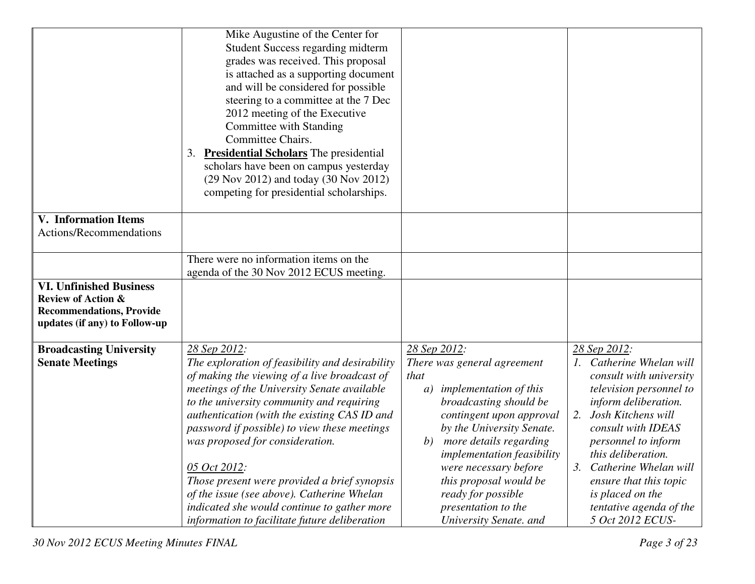| | | | |
|---|---|---|---|
| | Mike Augustine of the Center for Student Success regarding midterm grades was received. This proposal is attached as a supporting document and will be considered for possible steering to a committee at the 7 Dec 2012 meeting of the Executive Committee with Standing Committee Chairs.<br>3. **<u>Presidential Scholars</u>** The presidential scholars have been on campus yesterday (29 Nov 2012) and today (30 Nov 2012) competing for presidential scholarships. | | |
| **V. Information Items**<br>Actions/Recommendations | | | |
| | There were no information items on the agenda of the 30 Nov 2012 ECUS meeting. | | |
| **VI. Unfinished Business**<br>**Review of Action & Recommendations, Provide updates (if any) to Follow-up** | | | |
| **Broadcasting University Senate Meetings** | *<u>28 Sep 2012</u>:*<br>*The exploration of feasibility and desirability of making the viewing of a live broadcast of meetings of the University Senate available to the university community and requiring authentication (with the existing CAS ID and password if possible) to view these meetings was proposed for consideration.*<br><br>*<u>05 Oct 2012</u>:*<br>*Those present were provided a brief synopsis of the issue (see above). Catherine Whelan indicated she would continue to gather more information to facilitate future deliberation* | *<u>28 Sep 2012</u>:*<br>*There was general agreement that*<br>*a) implementation of this broadcasting should be contingent upon approval by the University Senate.*<br>*b) more details regarding implementation feasibility were necessary before this proposal would be ready for possible presentation to the University Senate. and* | *<u>28 Sep 2012</u>:*<br>*1. Catherine Whelan will consult with university television personnel to inform deliberation.*<br>*2. Josh Kitchens will consult with IDEAS personnel to inform this deliberation.*<br>*3. Catherine Whelan will ensure that this topic is placed on the tentative agenda of the 5 Oct 2012 ECUS-* |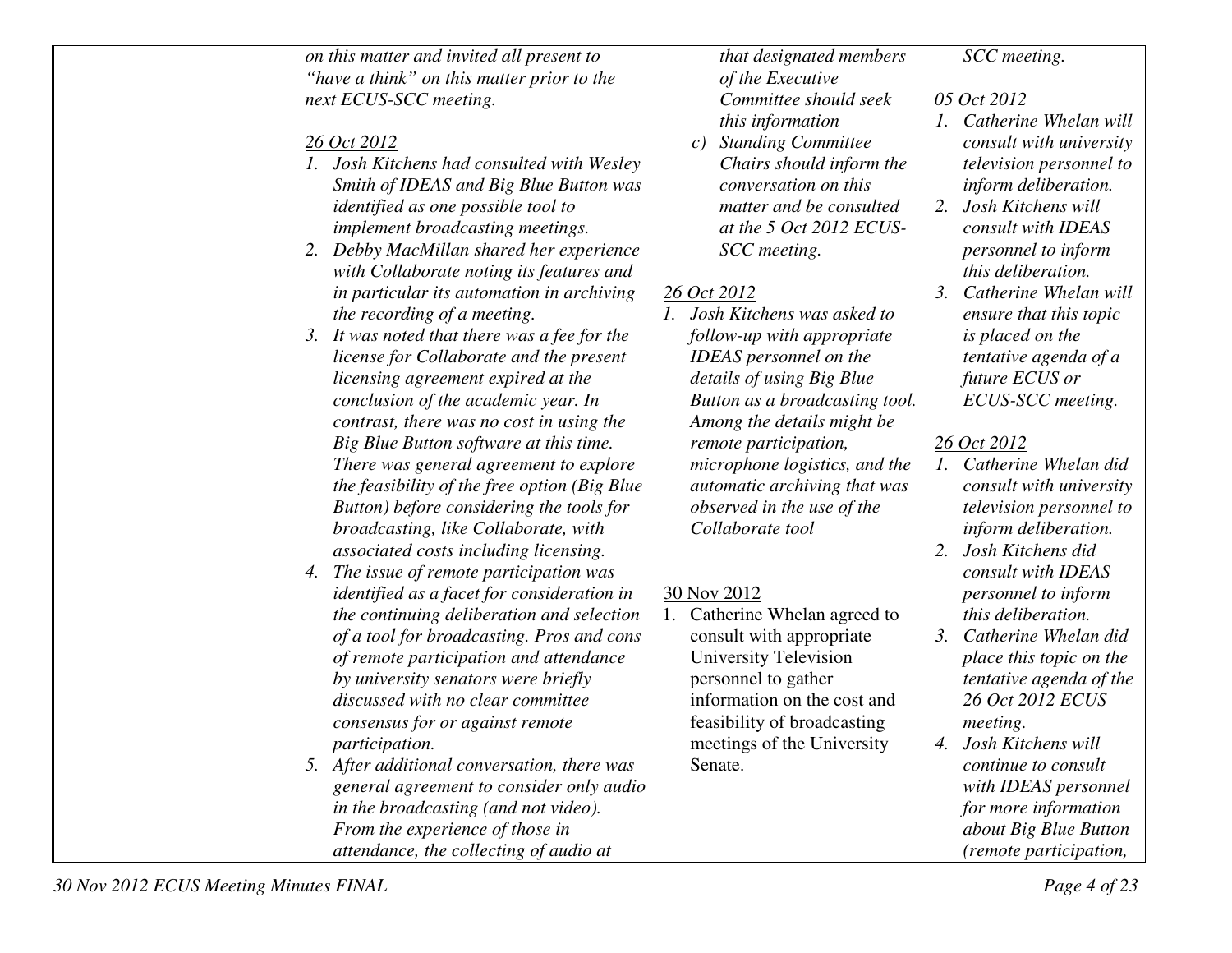| | | | |
|---|---|---|---|
| | *on this matter and invited all present to "have a think" on this matter prior to the next ECUS-SCC meeting.*<br><br>*26 Oct 2012*<br>*1. Josh Kitchens had consulted with Wesley Smith of IDEAS and Big Blue Button was identified as one possible tool to implement broadcasting meetings.*<br>*2. Debby MacMillan shared her experience with Collaborate noting its features and in particular its automation in archiving the recording of a meeting.*<br>*3. It was noted that there was a fee for the license for Collaborate and the present licensing agreement expired at the conclusion of the academic year. In contrast, there was no cost in using the Big Blue Button software at this time. There was general agreement to explore the feasibility of the free option (Big Blue Button) before considering the tools for broadcasting, like Collaborate, with associated costs including licensing.*<br>*4. The issue of remote participation was identified as a facet for consideration in the continuing deliberation and selection of a tool for broadcasting. Pros and cons of remote participation and attendance by university senators were briefly discussed with no clear committee consensus for or against remote participation.*<br>*5. After additional conversation, there was general agreement to consider only audio in the broadcasting (and not video). From the experience of those in attendance, the collecting of audio at* | *that designated members of the Executive Committee should seek this information*<br>*c) Standing Committee Chairs should inform the conversation on this matter and be consulted at the 5 Oct 2012 ECUS-SCC meeting.*<br><br>*26 Oct 2012*<br>*1. Josh Kitchens was asked to follow-up with appropriate IDEAS personnel on the details of using Big Blue Button as a broadcasting tool. Among the details might be remote participation, microphone logistics, and the automatic archiving that was observed in the use of the Collaborate tool*<br><br>30 Nov 2012<br>1. Catherine Whelan agreed to consult with appropriate University Television personnel to gather information on the cost and feasibility of broadcasting meetings of the University Senate. | *SCC meeting.*<br><br>*05 Oct 2012*<br>*1. Catherine Whelan will consult with university television personnel to inform deliberation.*<br>*2. Josh Kitchens will consult with IDEAS personnel to inform this deliberation.*<br>*3. Catherine Whelan will ensure that this topic is placed on the tentative agenda of a future ECUS or ECUS-SCC meeting.*<br><br>*26 Oct 2012*<br>*1. Catherine Whelan did consult with university television personnel to inform deliberation.*<br>*2. Josh Kitchens did consult with IDEAS personnel to inform this deliberation.*<br>*3. Catherine Whelan did place this topic on the tentative agenda of the 26 Oct 2012 ECUS meeting.*<br>*4. Josh Kitchens will continue to consult with IDEAS personnel for more information about Big Blue Button (remote participation,* |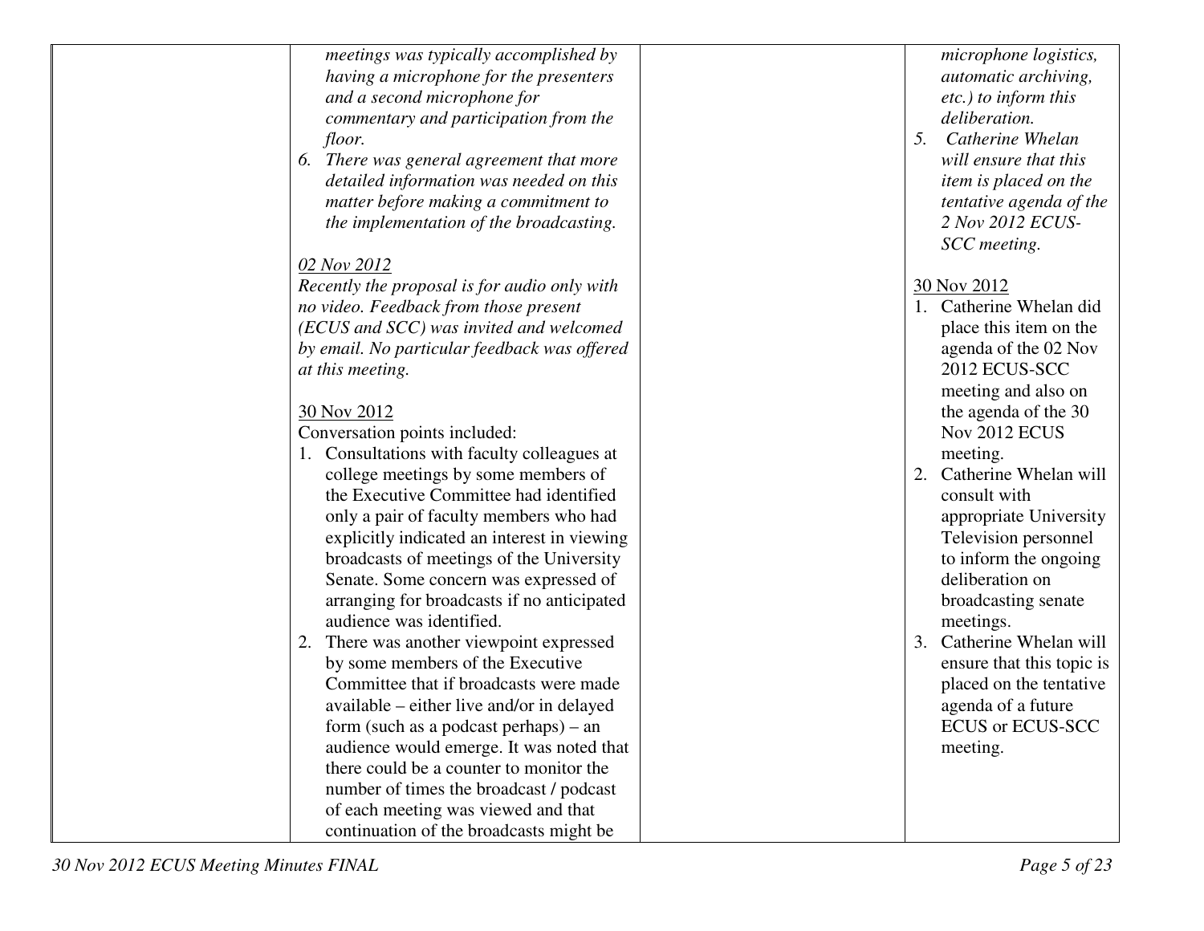| | | | |
|---|---|---|---|
| | *meetings was typically accomplished by having a microphone for the presenters and a second microphone for commentary and participation from the floor.*<br>6. *There was general agreement that more detailed information was needed on this matter before making a commitment to the implementation of the broadcasting.*<br><br>*<u>02 Nov 2012</u>*<br>*Recently the proposal is for audio only with no video. Feedback from those present (ECUS and SCC) was invited and welcomed by email. No particular feedback was offered at this meeting.*<br><br><u>30 Nov 2012</u><br>Conversation points included:<br>1. Consultations with faculty colleagues at college meetings by some members of the Executive Committee had identified only a pair of faculty members who had explicitly indicated an interest in viewing broadcasts of meetings of the University Senate. Some concern was expressed of arranging for broadcasts if no anticipated audience was identified.<br>2. There was another viewpoint expressed by some members of the Executive Committee that if broadcasts were made available – either live and/or in delayed form (such as a podcast perhaps) – an audience would emerge. It was noted that there could be a counter to monitor the number of times the broadcast / podcast of each meeting was viewed and that continuation of the broadcasts might be | | *microphone logistics, automatic archiving, etc.) to inform this deliberation.*<br>5. *Catherine Whelan will ensure that this item is placed on the tentative agenda of the 2 Nov 2012 ECUS-SCC meeting.*<br><br><u>30 Nov 2012</u><br>1. Catherine Whelan did place this item on the agenda of the 02 Nov 2012 ECUS-SCC meeting and also on the agenda of the 30 Nov 2012 ECUS meeting.<br>2. Catherine Whelan will consult with appropriate University Television personnel to inform the ongoing deliberation on broadcasting senate meetings.<br>3. Catherine Whelan will ensure that this topic is placed on the tentative agenda of a future ECUS or ECUS-SCC meeting. |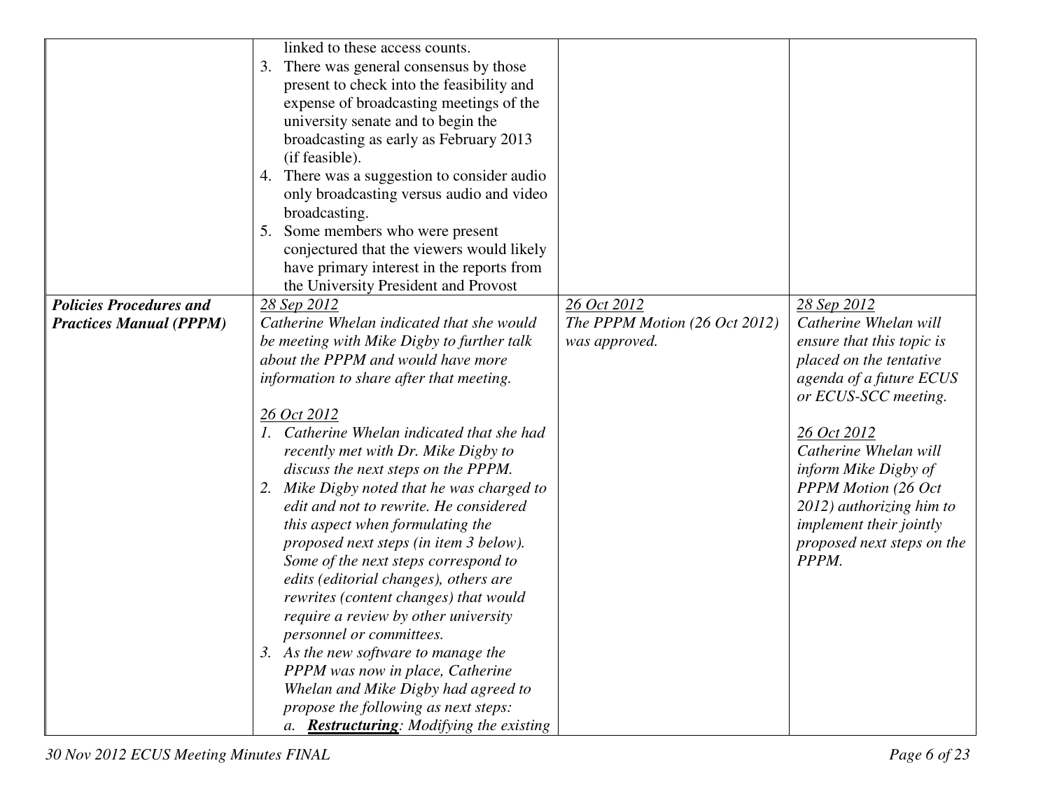| | | | |
|---|---|---|---|
| | linked to these access counts.<br>3. There was general consensus by those present to check into the feasibility and expense of broadcasting meetings of the university senate and to begin the broadcasting as early as February 2013 (if feasible).<br>4. There was a suggestion to consider audio only broadcasting versus audio and video broadcasting.<br>5. Some members who were present conjectured that the viewers would likely have primary interest in the reports from the University President and Provost | | |
| ***Policies Procedures and Practices Manual (PPPM)*** | *28 Sep 2012*<br>*Catherine Whelan indicated that she would be meeting with Mike Digby to further talk about the PPPM and would have more information to share after that meeting.*<br><br>*26 Oct 2012*<br>*1. Catherine Whelan indicated that she had recently met with Dr. Mike Digby to discuss the next steps on the PPPM.*<br>*2. Mike Digby noted that he was charged to edit and not to rewrite. He considered this aspect when formulating the proposed next steps (in item 3 below). Some of the next steps correspond to edits (editorial changes), others are rewrites (content changes) that would require a review by other university personnel or committees.*<br>*3. As the new software to manage the PPPM was now in place, Catherine Whelan and Mike Digby had agreed to propose the following as next steps:*<br>*a.* ***Restructuring****: Modifying the existing* | *26 Oct 2012*<br>*The PPPM Motion (26 Oct 2012) was approved.* | *28 Sep 2012*<br>*Catherine Whelan will ensure that this topic is placed on the tentative agenda of a future ECUS or ECUS-SCC meeting.*<br><br>*26 Oct 2012*<br>*Catherine Whelan will inform Mike Digby of PPPM Motion (26 Oct 2012) authorizing him to implement their jointly proposed next steps on the PPPM.* |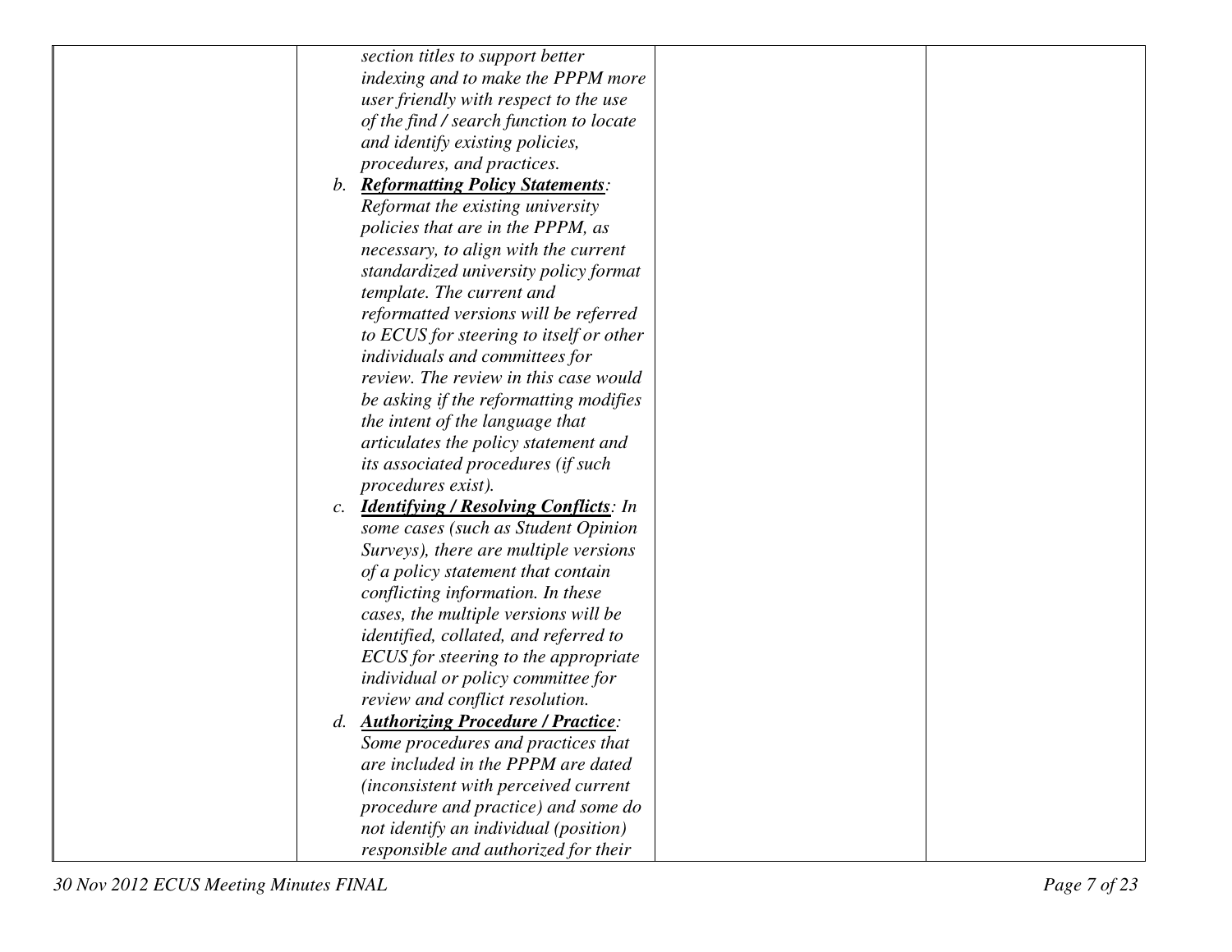| | | | |
|---|---|---|---|
| | *section titles to support better indexing and to make the PPPM more user friendly with respect to the use of the find / search function to locate and identify existing policies, procedures, and practices.*<br>*b.* ***Reformatting Policy Statements**: Reformat the existing university policies that are in the PPPM, as necessary, to align with the current standardized university policy format template. The current and reformatted versions will be referred to ECUS for steering to itself or other individuals and committees for review. The review in this case would be asking if the reformatting modifies the intent of the language that articulates the policy statement and its associated procedures (if such procedures exist).*<br>*c.* ***Identifying / Resolving Conflicts**: In some cases (such as Student Opinion Surveys), there are multiple versions of a policy statement that contain conflicting information. In these cases, the multiple versions will be identified, collated, and referred to ECUS for steering to the appropriate individual or policy committee for review and conflict resolution.*<br>*d.* ***Authorizing Procedure / Practice**: Some procedures and practices that are included in the PPPM are dated (inconsistent with perceived current procedure and practice) and some do not identify an individual (position) responsible and authorized for their* | | |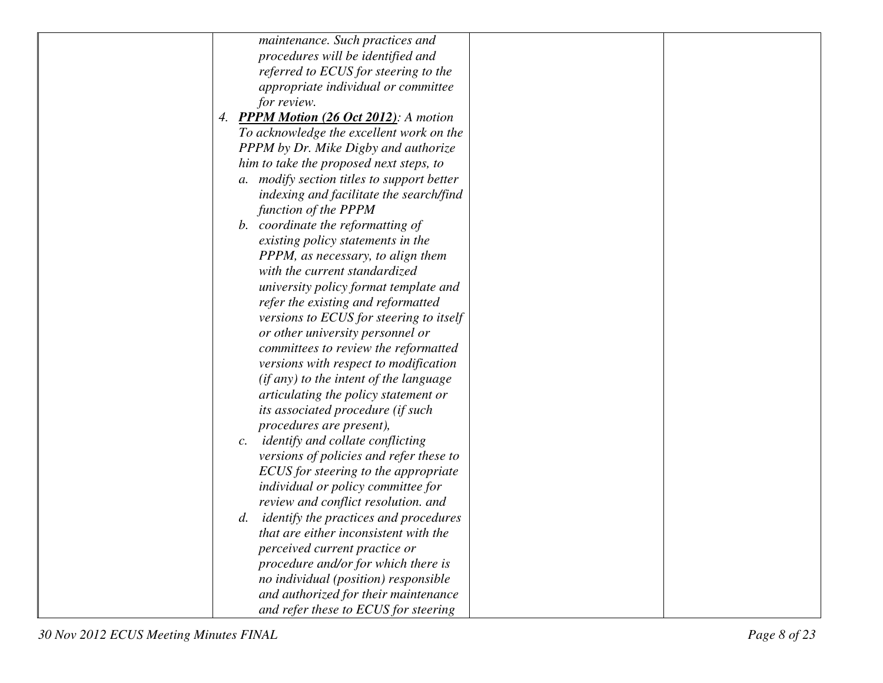| | | | |
|---|---|---|---|
| | *maintenance. Such practices and procedures will be identified and referred to ECUS for steering to the appropriate individual or committee for review.*<br>4. ***PPPM Motion (26 Oct 2012)**: A motion To acknowledge the excellent work on the PPPM by Dr. Mike Digby and authorize him to take the proposed next steps, to*<br>a. *modify section titles to support better indexing and facilitate the search/find function of the PPPM*<br>b. *coordinate the reformatting of existing policy statements in the PPPM, as necessary, to align them with the current standardized university policy format template and refer the existing and reformatted versions to ECUS for steering to itself or other university personnel or committees to review the reformatted versions with respect to modification (if any) to the intent of the language articulating the policy statement or its associated procedure (if such procedures are present),*<br>c. *identify and collate conflicting versions of policies and refer these to ECUS for steering to the appropriate individual or policy committee for review and conflict resolution. and*<br>d. *identify the practices and procedures that are either inconsistent with the perceived current practice or procedure and/or for which there is no individual (position) responsible and authorized for their maintenance and refer these to ECUS for steering* | | |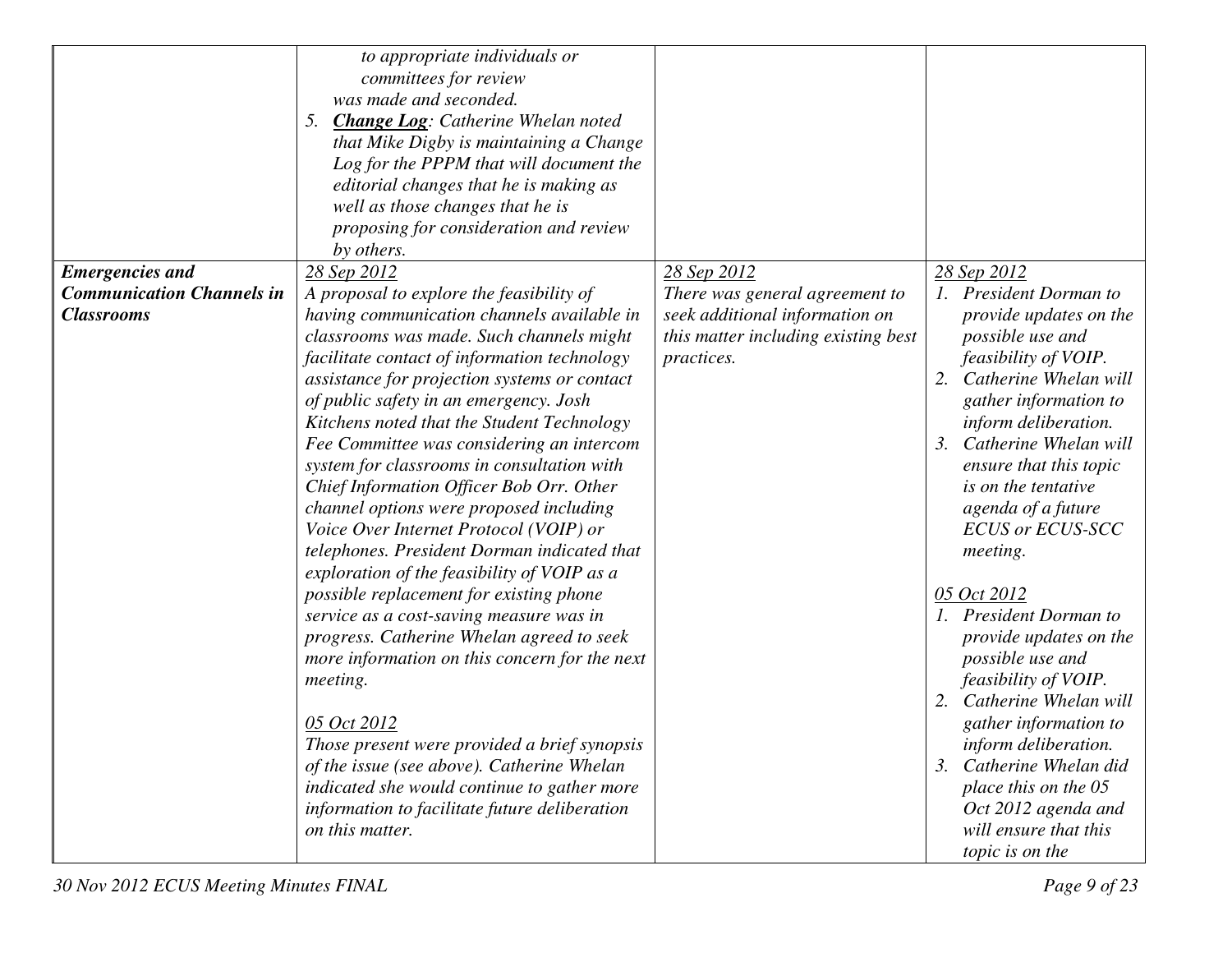| | | | |
|---|---|---|---|
| | *to appropriate individuals or committees for review was made and seconded.*<br>5. ***Change Log**: Catherine Whelan noted that Mike Digby is maintaining a Change Log for the PPPM that will document the editorial changes that he is making as well as those changes that he is proposing for consideration and review by others.* | | |
| ***Emergencies and Communication Channels in Classrooms*** | *28 Sep 2012*<br>*A proposal to explore the feasibility of having communication channels available in classrooms was made. Such channels might facilitate contact of information technology assistance for projection systems or contact of public safety in an emergency. Josh Kitchens noted that the Student Technology Fee Committee was considering an intercom system for classrooms in consultation with Chief Information Officer Bob Orr. Other channel options were proposed including Voice Over Internet Protocol (VOIP) or telephones. President Dorman indicated that exploration of the feasibility of VOIP as a possible replacement for existing phone service as a cost-saving measure was in progress. Catherine Whelan agreed to seek more information on this concern for the next meeting.*<br><br>*05 Oct 2012*<br>*Those present were provided a brief synopsis of the issue (see above). Catherine Whelan indicated she would continue to gather more information to facilitate future deliberation on this matter.* | *28 Sep 2012*<br>*There was general agreement to seek additional information on this matter including existing best practices.* | *28 Sep 2012*<br>1. *President Dorman to provide updates on the possible use and feasibility of VOIP.*<br>2. *Catherine Whelan will gather information to inform deliberation.*<br>3. *Catherine Whelan will ensure that this topic is on the tentative agenda of a future ECUS or ECUS-SCC meeting.*<br><br>*05 Oct 2012*<br>1. *President Dorman to provide updates on the possible use and feasibility of VOIP.*<br>2. *Catherine Whelan will gather information to inform deliberation.*<br>3. *Catherine Whelan did place this on the 05 Oct 2012 agenda and will ensure that this topic is on the* |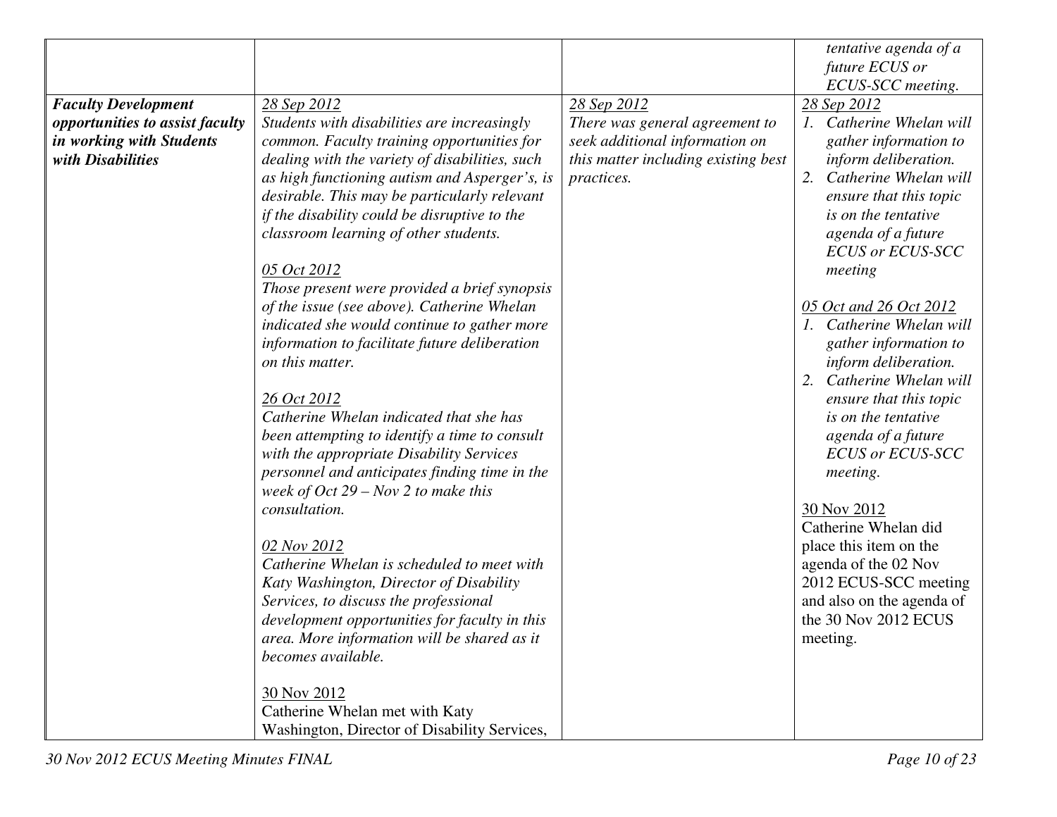| | | | |
|---|---|---|---|
| | | | *tentative agenda of a future ECUS or ECUS-SCC meeting.* |
| ***Faculty Development opportunities to assist faculty in working with Students with Disabilities*** | *28 Sep 2012*<br>*Students with disabilities are increasingly common. Faculty training opportunities for dealing with the variety of disabilities, such as high functioning autism and Asperger's, is desirable. This may be particularly relevant if the disability could be disruptive to the classroom learning of other students.*<br><br>*05 Oct 2012*<br>*Those present were provided a brief synopsis of the issue (see above). Catherine Whelan indicated she would continue to gather more information to facilitate future deliberation on this matter.*<br><br>*26 Oct 2012*<br>*Catherine Whelan indicated that she has been attempting to identify a time to consult with the appropriate Disability Services personnel and anticipates finding time in the week of Oct 29 – Nov 2 to make this consultation.*<br><br>*02 Nov 2012*<br>*Catherine Whelan is scheduled to meet with Katy Washington, Director of Disability Services, to discuss the professional development opportunities for faculty in this area. More information will be shared as it becomes available.*<br><br>30 Nov 2012<br>Catherine Whelan met with Katy Washington, Director of Disability Services, | *28 Sep 2012*<br>*There was general agreement to seek additional information on this matter including existing best practices.* | *28 Sep 2012*<br>*1. Catherine Whelan will gather information to inform deliberation.*<br>*2. Catherine Whelan will ensure that this topic is on the tentative agenda of a future ECUS or ECUS-SCC meeting*<br><br>*05 Oct and 26 Oct 2012*<br>*1. Catherine Whelan will gather information to inform deliberation.*<br>*2. Catherine Whelan will ensure that this topic is on the tentative agenda of a future ECUS or ECUS-SCC meeting.*<br><br>30 Nov 2012<br>Catherine Whelan did place this item on the agenda of the 02 Nov 2012 ECUS-SCC meeting and also on the agenda of the 30 Nov 2012 ECUS meeting. |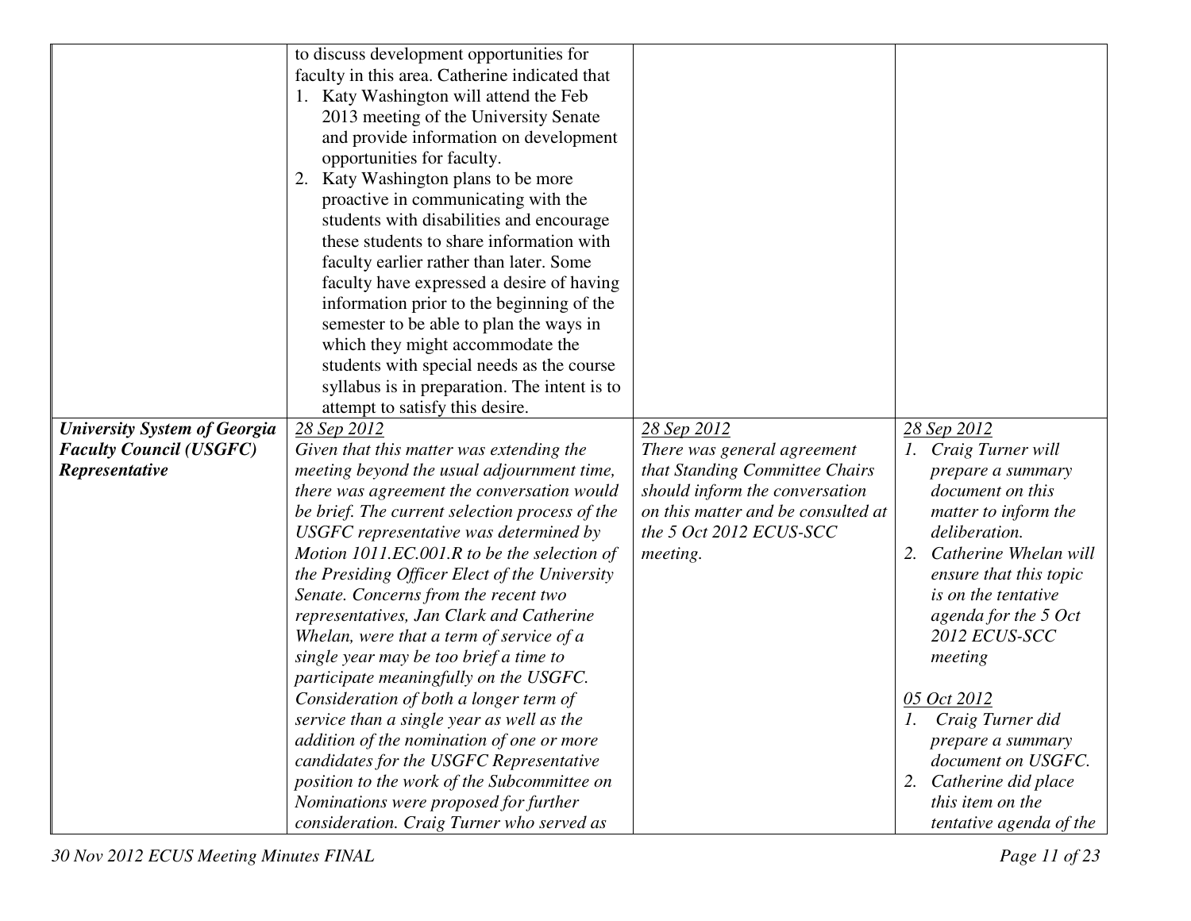| | | | |
|---|---|---|---|
| | to discuss development opportunities for faculty in this area. Catherine indicated that<br>1. Katy Washington will attend the Feb 2013 meeting of the University Senate and provide information on development opportunities for faculty.<br>2. Katy Washington plans to be more proactive in communicating with the students with disabilities and encourage these students to share information with faculty earlier rather than later. Some faculty have expressed a desire of having information prior to the beginning of the semester to be able to plan the ways in which they might accommodate the students with special needs as the course syllabus is in preparation. The intent is to attempt to satisfy this desire. | | |
| ***University System of Georgia Faculty Council (USGFC) Representative*** | <u>*28 Sep 2012*</u><br>*Given that this matter was extending the meeting beyond the usual adjournment time, there was agreement the conversation would be brief. The current selection process of the USGFC representative was determined by Motion 1011.EC.001.R to be the selection of the Presiding Officer Elect of the University Senate. Concerns from the recent two representatives, Jan Clark and Catherine Whelan, were that a term of service of a single year may be too brief a time to participate meaningfully on the USGFC. Consideration of both a longer term of service than a single year as well as the addition of the nomination of one or more candidates for the USGFC Representative position to the work of the Subcommittee on Nominations were proposed for further consideration. Craig Turner who served as* | <u>*28 Sep 2012*</u><br>*There was general agreement that Standing Committee Chairs should inform the conversation on this matter and be consulted at the 5 Oct 2012 ECUS-SCC meeting.* | <u>*28 Sep 2012*</u><br>*1. Craig Turner will prepare a summary document on this matter to inform the deliberation.*<br>*2. Catherine Whelan will ensure that this topic is on the tentative agenda for the 5 Oct 2012 ECUS-SCC meeting*<br><br><u>*05 Oct 2012*</u><br>*1. Craig Turner did prepare a summary document on USGFC.*<br>*2. Catherine did place this item on the tentative agenda of the* |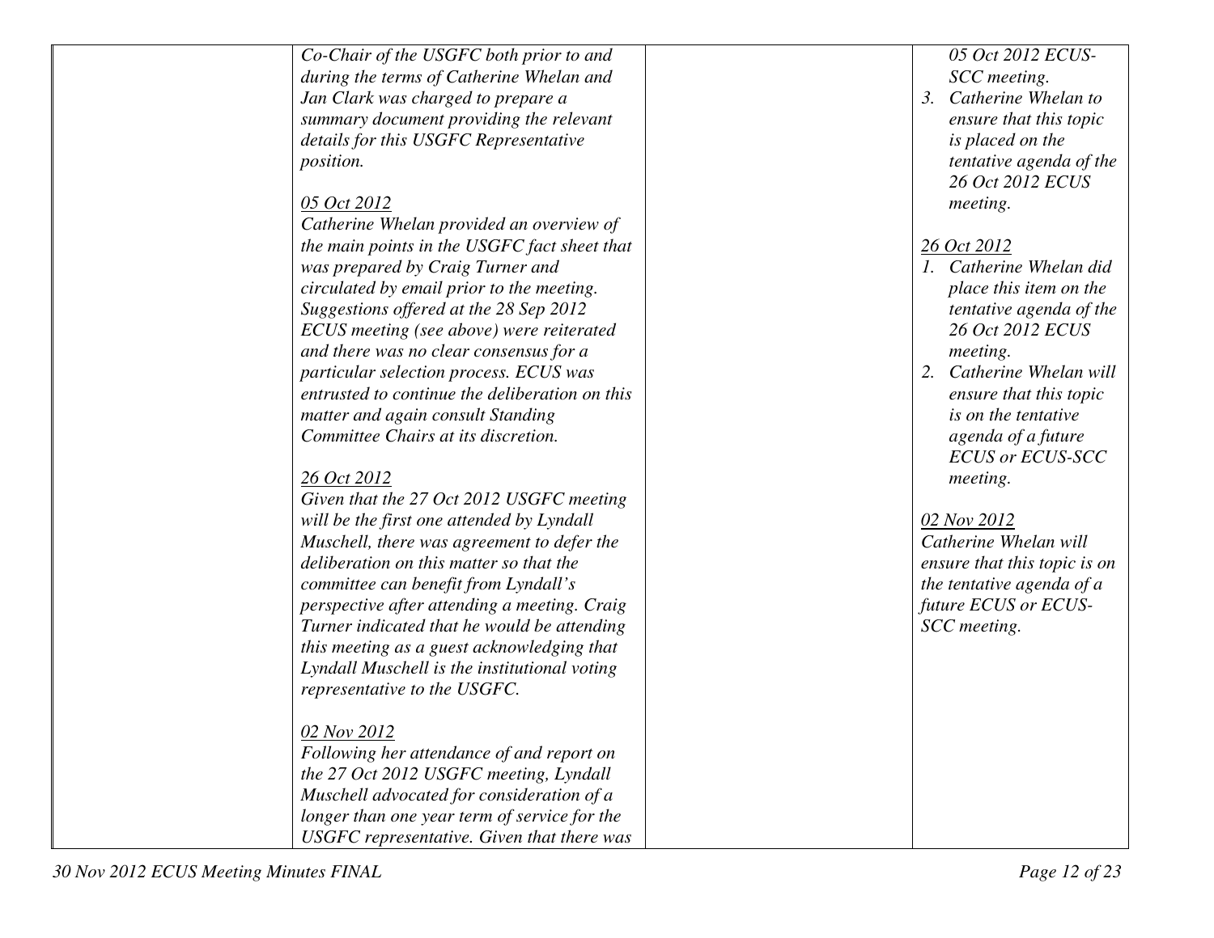| | | | |
|---|---|---|---|
| | *Co-Chair of the USGFC both prior to and during the terms of Catherine Whelan and Jan Clark was charged to prepare a summary document providing the relevant details for this USGFC Representative position.*<br><br>*05 Oct 2012*<br>*Catherine Whelan provided an overview of the main points in the USGFC fact sheet that was prepared by Craig Turner and circulated by email prior to the meeting. Suggestions offered at the 28 Sep 2012 ECUS meeting (see above) were reiterated and there was no clear consensus for a particular selection process. ECUS was entrusted to continue the deliberation on this matter and again consult Standing Committee Chairs at its discretion.*<br><br>*26 Oct 2012*<br>*Given that the 27 Oct 2012 USGFC meeting will be the first one attended by Lyndall Muschell, there was agreement to defer the deliberation on this matter so that the committee can benefit from Lyndall's perspective after attending a meeting. Craig Turner indicated that he would be attending this meeting as a guest acknowledging that Lyndall Muschell is the institutional voting representative to the USGFC.*<br><br>*02 Nov 2012*<br>*Following her attendance of and report on the 27 Oct 2012 USGFC meeting, Lyndall Muschell advocated for consideration of a longer than one year term of service for the USGFC representative. Given that there was* | | *05 Oct 2012 ECUS-SCC meeting.*<br>*3. Catherine Whelan to ensure that this topic is placed on the tentative agenda of the 26 Oct 2012 ECUS meeting.*<br><br>*26 Oct 2012*<br>*1. Catherine Whelan did place this item on the tentative agenda of the 26 Oct 2012 ECUS meeting.*<br>*2. Catherine Whelan will ensure that this topic is on the tentative agenda of a future ECUS or ECUS-SCC meeting.*<br><br>*02 Nov 2012*<br>*Catherine Whelan will ensure that this topic is on the tentative agenda of a future ECUS or ECUS-SCC meeting.* |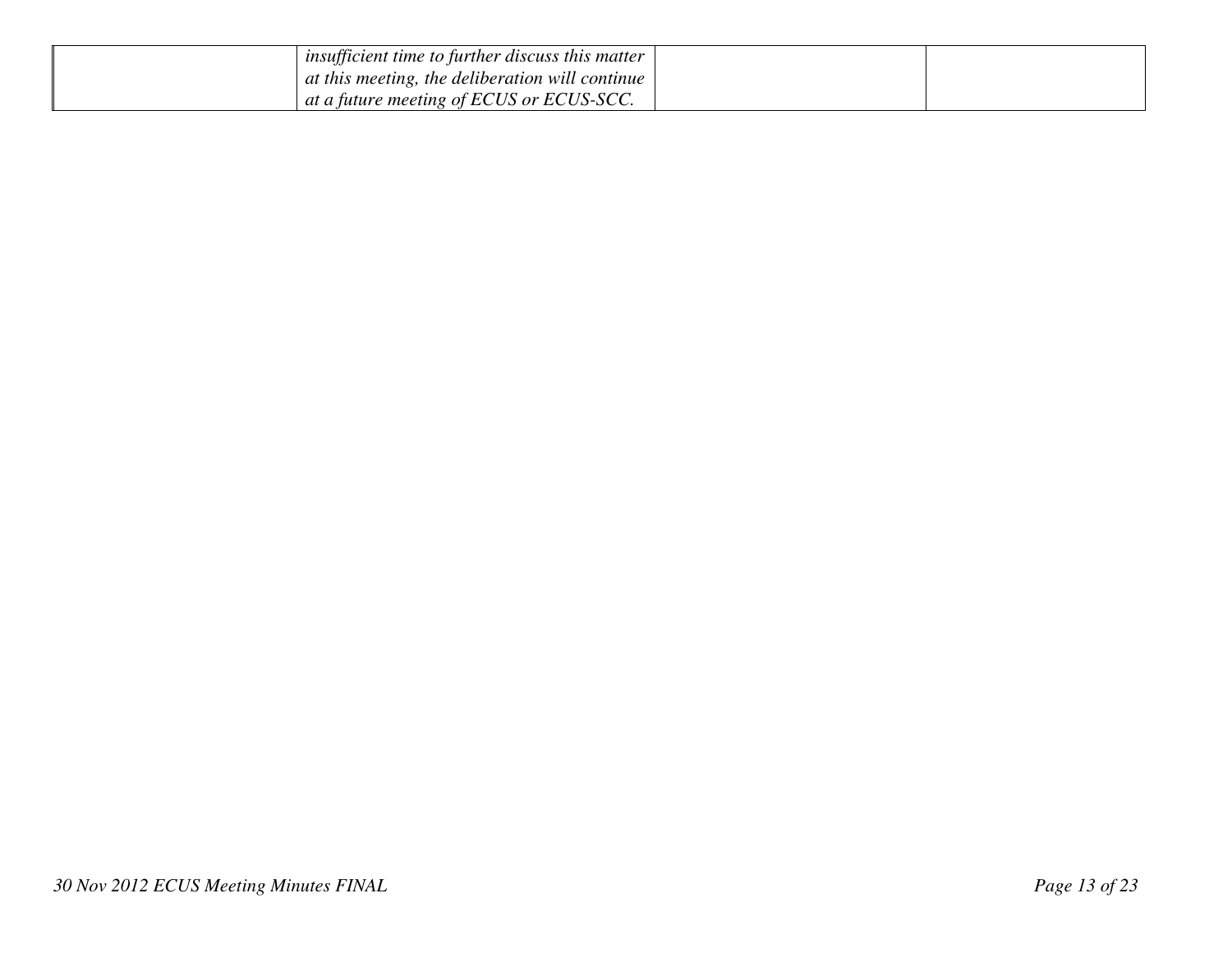| | | | |
|---|---|---|---|
| | *insufficient time to further discuss this matter at this meeting, the deliberation will continue at a future meeting of ECUS or ECUS-SCC.* | | |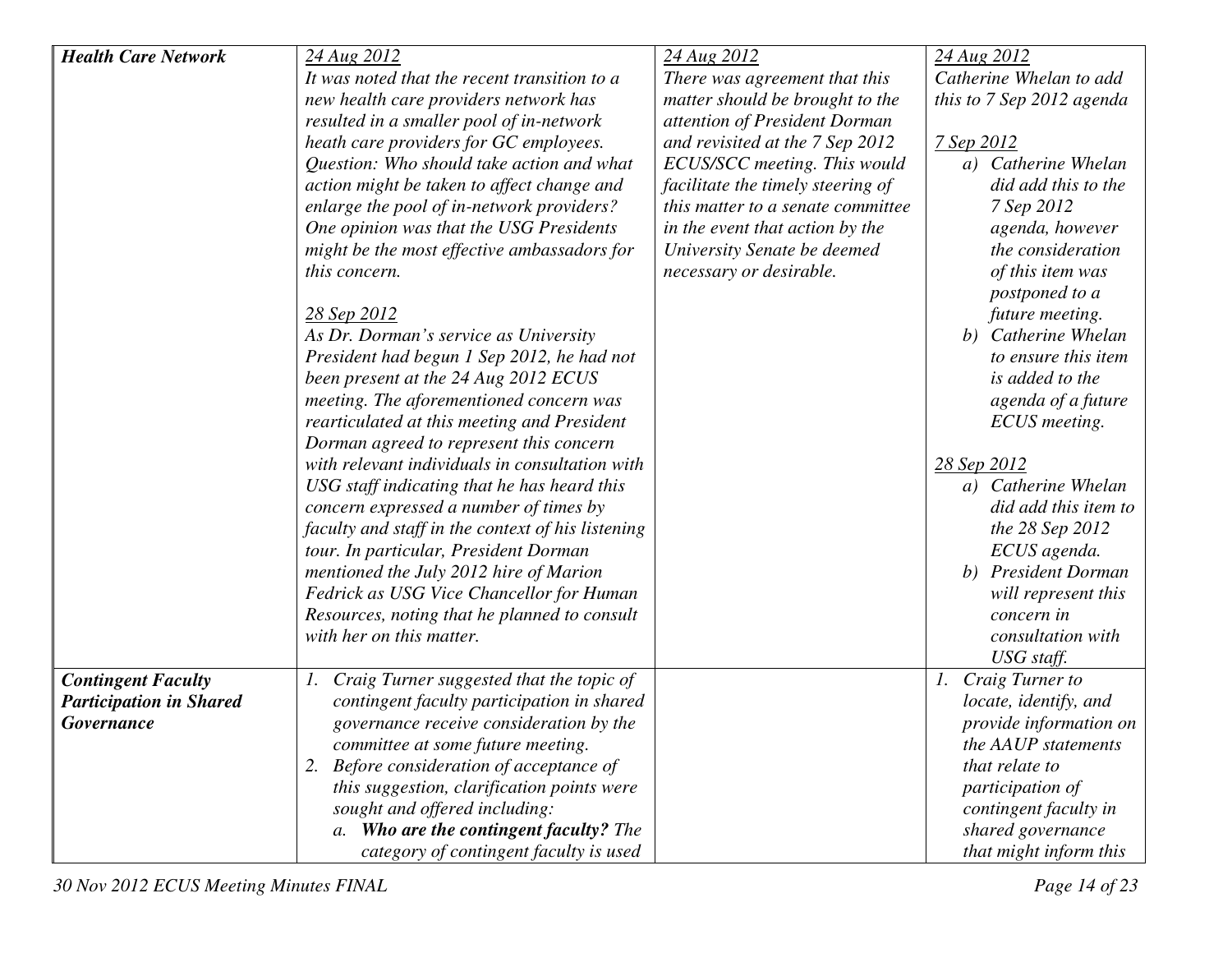| | | | |
|---|---|---|---|
| ***Health Care Network*** | *24 Aug 2012*<br>*It was noted that the recent transition to a new health care providers network has resulted in a smaller pool of in-network heath care providers for GC employees. Question: Who should take action and what action might be taken to affect change and enlarge the pool of in-network providers? One opinion was that the USG Presidents might be the most effective ambassadors for this concern.*<br><br>*28 Sep 2012*<br>*As Dr. Dorman's service as University President had begun 1 Sep 2012, he had not been present at the 24 Aug 2012 ECUS meeting. The aforementioned concern was rearticulated at this meeting and President Dorman agreed to represent this concern with relevant individuals in consultation with USG staff indicating that he has heard this concern expressed a number of times by faculty and staff in the context of his listening tour. In particular, President Dorman mentioned the July 2012 hire of Marion Fedrick as USG Vice Chancellor for Human Resources, noting that he planned to consult with her on this matter.* | *24 Aug 2012*<br>*There was agreement that this matter should be brought to the attention of President Dorman and revisited at the 7 Sep 2012 ECUS/SCC meeting. This would facilitate the timely steering of this matter to a senate committee in the event that action by the University Senate be deemed necessary or desirable.* | *24 Aug 2012*<br>*Catherine Whelan to add this to 7 Sep 2012 agenda*<br><br>*7 Sep 2012*<br>*a) Catherine Whelan did add this to the 7 Sep 2012 agenda, however the consideration of this item was postponed to a future meeting.*<br>*b) Catherine Whelan to ensure this item is added to the agenda of a future ECUS meeting.*<br><br>*28 Sep 2012*<br>*a) Catherine Whelan did add this item to the 28 Sep 2012 ECUS agenda.*<br>*b) President Dorman will represent this concern in consultation with USG staff.* |
| ***Contingent Faculty Participation in Shared Governance*** | *1. Craig Turner suggested that the topic of contingent faculty participation in shared governance receive consideration by the committee at some future meeting.*<br>*2. Before consideration of acceptance of this suggestion, clarification points were sought and offered including:*<br>*a. **Who are the contingent faculty?** The category of contingent faculty is used* | | *1. Craig Turner to locate, identify, and provide information on the AAUP statements that relate to participation of contingent faculty in shared governance that might inform this* |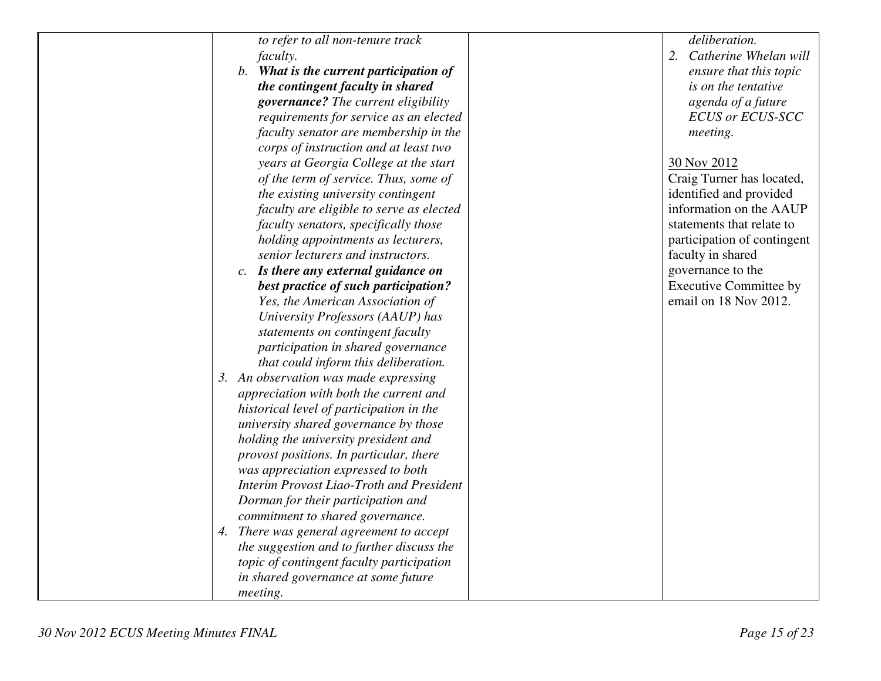| | | | |
|---|---|---|---|
| | *to refer to all non-tenure track faculty.*<br>b. ***What is the current participation of the contingent faculty in shared governance?*** *The current eligibility requirements for service as an elected faculty senator are membership in the corps of instruction and at least two years at Georgia College at the start of the term of service. Thus, some of the existing university contingent faculty are eligible to serve as elected faculty senators, specifically those holding appointments as lecturers, senior lecturers and instructors.*<br>c. ***Is there any external guidance on best practice of such participation?*** *Yes, the American Association of University Professors (AAUP) has statements on contingent faculty participation in shared governance that could inform this deliberation.*<br>3. *An observation was made expressing appreciation with both the current and historical level of participation in the university shared governance by those holding the university president and provost positions. In particular, there was appreciation expressed to both Interim Provost Liao-Troth and President Dorman for their participation and commitment to shared governance.*<br>4. *There was general agreement to accept the suggestion and to further discuss the topic of contingent faculty participation in shared governance at some future meeting.* | | *deliberation.*<br>2. *Catherine Whelan will ensure that this topic is on the tentative agenda of a future ECUS or ECUS-SCC meeting.*<br><br>30 Nov 2012<br>Craig Turner has located, identified and provided information on the AAUP statements that relate to participation of contingent faculty in shared governance to the Executive Committee by email on 18 Nov 2012. |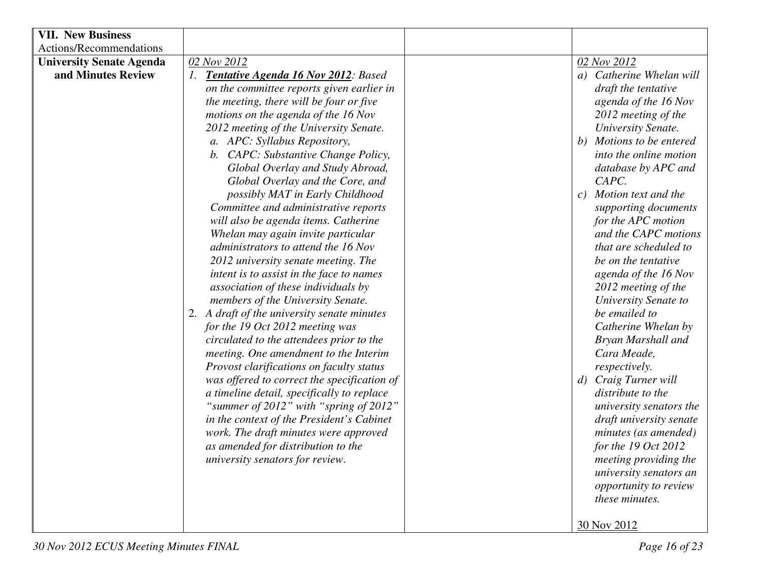| **VII. New Business** Actions/Recommendations | | | |
|---|---|---|---|
| **University Senate Agenda and Minutes Review** | <u>*02 Nov 2012*</u><br>1. ***<u>Tentative Agenda 16 Nov 2012</u>**: Based on the committee reports given earlier in the meeting, there will be four or five motions on the agenda of the 16 Nov 2012 meeting of the University Senate.*<br>&nbsp;&nbsp;*a. APC: Syllabus Repository,*<br>&nbsp;&nbsp;*b. CAPC: Substantive Change Policy, Global Overlay and Study Abroad, Global Overlay and the Core, and possibly MAT in Early Childhood*<br>*Committee and administrative reports will also be agenda items. Catherine Whelan may again invite particular administrators to attend the 16 Nov 2012 university senate meeting. The intent is to assist in the face to names association of these individuals by members of the University Senate.*<br>2. *A draft of the university senate minutes for the 19 Oct 2012 meeting was circulated to the attendees prior to the meeting. One amendment to the Interim Provost clarifications on faculty status was offered to correct the specification of a timeline detail, specifically to replace "summer of 2012" with "spring of 2012" in the context of the President's Cabinet work. The draft minutes were approved as amended for distribution to the university senators for review.* | | <u>*02 Nov 2012*</u><br>*a) Catherine Whelan will draft the tentative agenda of the 16 Nov 2012 meeting of the University Senate.*<br>*b) Motions to be entered into the online motion database by APC and CAPC.*<br>*c) Motion text and the supporting documents for the APC motion and the CAPC motions that are scheduled to be on the tentative agenda of the 16 Nov 2012 meeting of the University Senate to be emailed to Catherine Whelan by Bryan Marshall and Cara Meade, respectively.*<br>*d) Craig Turner will distribute to the university senators the draft university senate minutes (as amended) for the 19 Oct 2012 meeting providing the university senators an opportunity to review these minutes.*<br><br><u>30 Nov 2012</u> |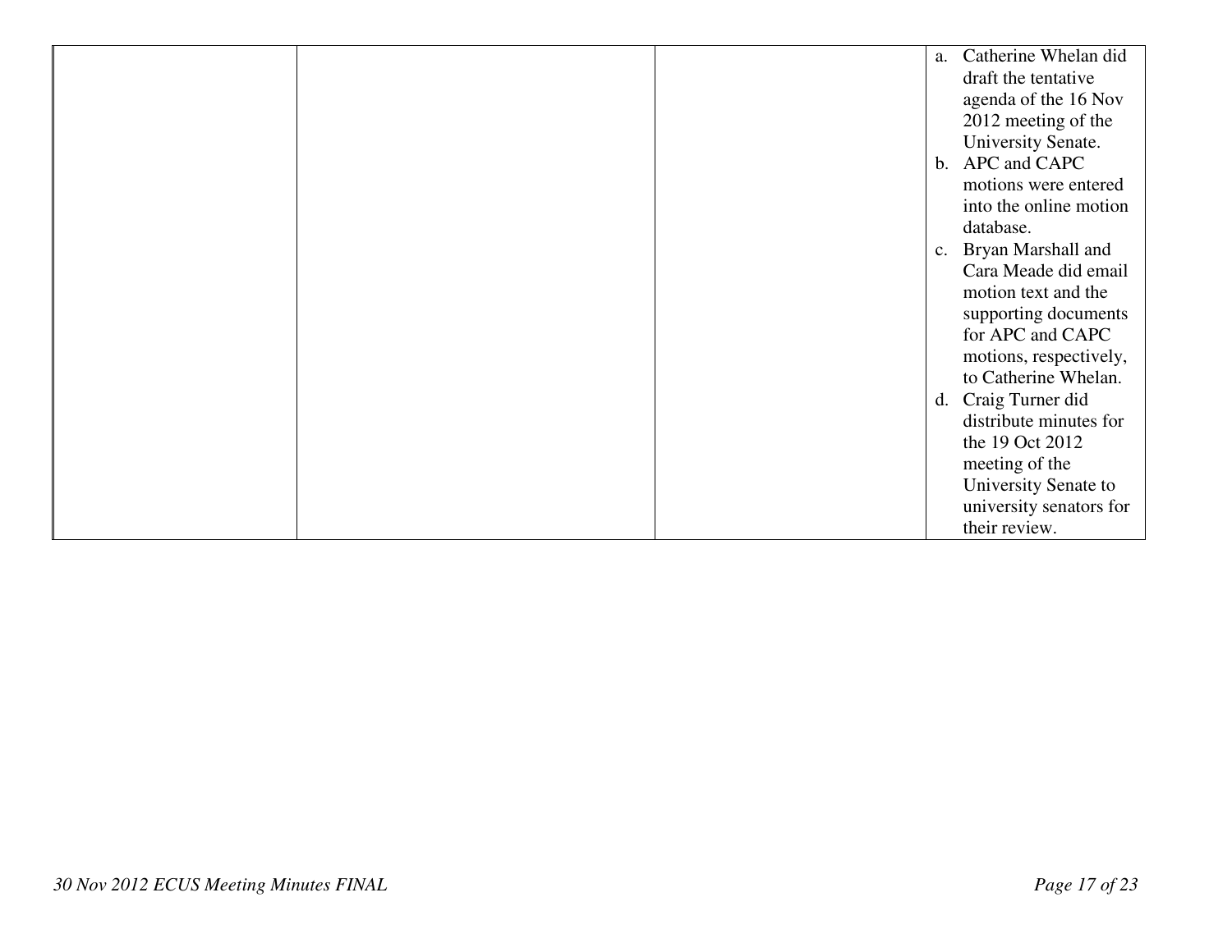| | | | |
|---|---|---|---|
| | | | a. Catherine Whelan did draft the tentative agenda of the 16 Nov 2012 meeting of the University Senate.<br>b. APC and CAPC motions were entered into the online motion database.<br>c. Bryan Marshall and Cara Meade did email motion text and the supporting documents for APC and CAPC motions, respectively, to Catherine Whelan.<br>d. Craig Turner did distribute minutes for the 19 Oct 2012 meeting of the University Senate to university senators for their review. |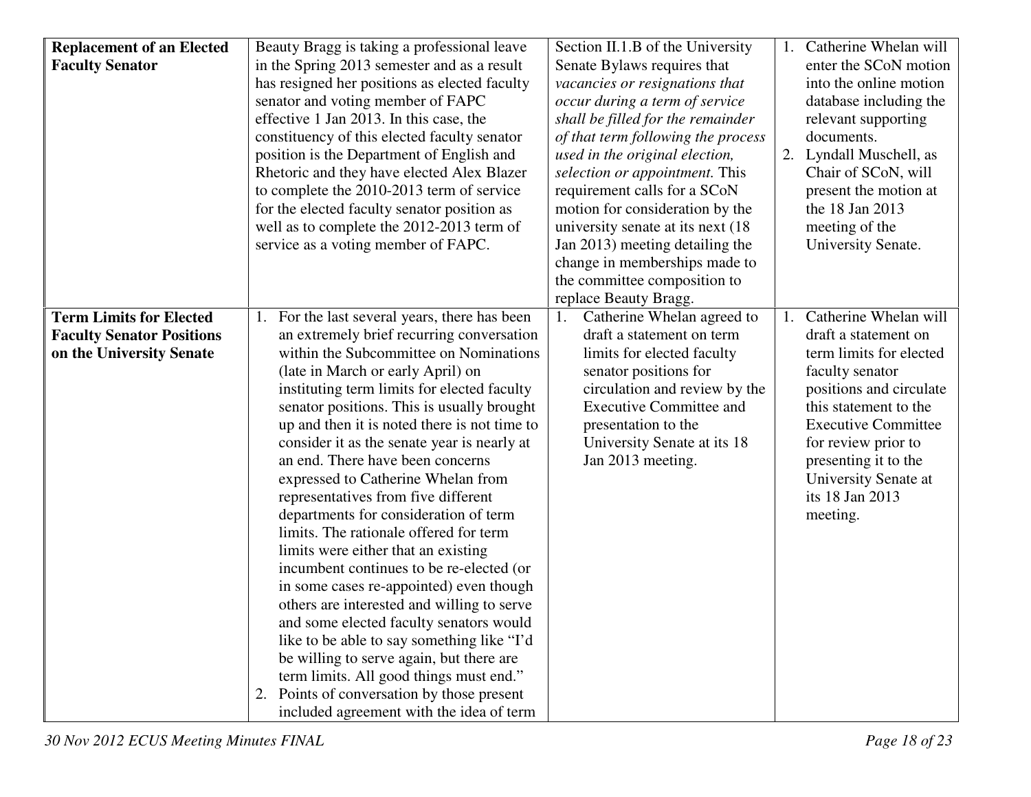| | | | |
|---|---|---|---|
| **Replacement of an Elected Faculty Senator** | Beauty Bragg is taking a professional leave in the Spring 2013 semester and as a result has resigned her positions as elected faculty senator and voting member of FAPC effective 1 Jan 2013. In this case, the constituency of this elected faculty senator position is the Department of English and Rhetoric and they have elected Alex Blazer to complete the 2010-2013 term of service for the elected faculty senator position as well as to complete the 2012-2013 term of service as a voting member of FAPC. | Section II.1.B of the University Senate Bylaws requires that *vacancies or resignations that occur during a term of service shall be filled for the remainder of that term following the process used in the original election, selection or appointment.* This requirement calls for a SCoN motion for consideration by the university senate at its next (18 Jan 2013) meeting detailing the change in memberships made to the committee composition to replace Beauty Bragg. | 1. Catherine Whelan will enter the SCoN motion into the online motion database including the relevant supporting documents.<br>2. Lyndall Muschell, as Chair of SCoN, will present the motion at the 18 Jan 2013 meeting of the University Senate. |
| **Term Limits for Elected Faculty Senator Positions on the University Senate** | 1. For the last several years, there has been an extremely brief recurring conversation within the Subcommittee on Nominations (late in March or early April) on instituting term limits for elected faculty senator positions. This is usually brought up and then it is noted there is not time to consider it as the senate year is nearly at an end. There have been concerns expressed to Catherine Whelan from representatives from five different departments for consideration of term limits. The rationale offered for term limits were either that an existing incumbent continues to be re-elected (or in some cases re-appointed) even though others are interested and willing to serve and some elected faculty senators would like to be able to say something like "I'd be willing to serve again, but there are term limits. All good things must end."<br>2. Points of conversation by those present included agreement with the idea of term | 1. Catherine Whelan agreed to draft a statement on term limits for elected faculty senator positions for circulation and review by the Executive Committee and presentation to the University Senate at its 18 Jan 2013 meeting. | 1. Catherine Whelan will draft a statement on term limits for elected faculty senator positions and circulate this statement to the Executive Committee for review prior to presenting it to the University Senate at its 18 Jan 2013 meeting. |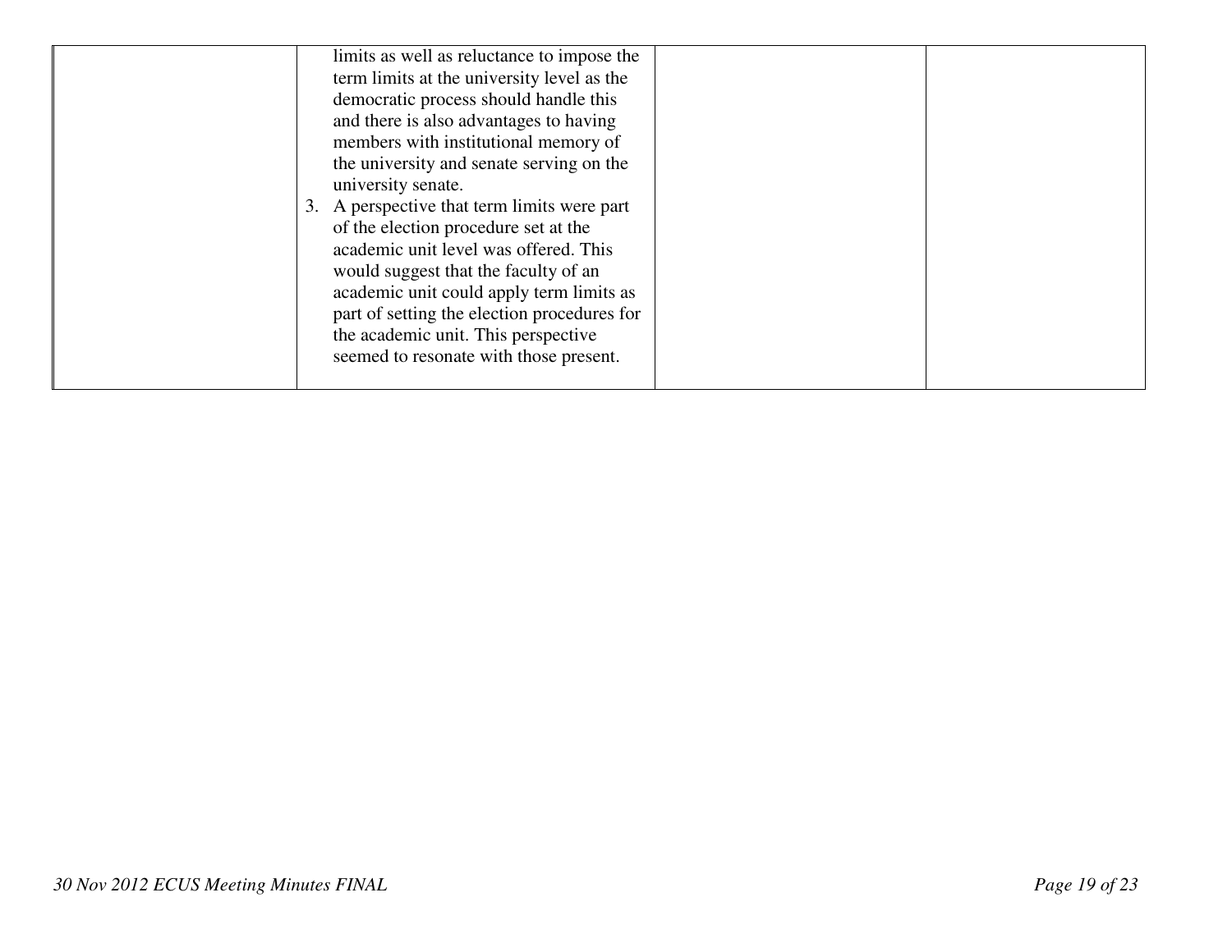| | | | |
|---|---|---|---|
| | limits as well as reluctance to impose the term limits at the university level as the democratic process should handle this and there is also advantages to having members with institutional memory of the university and senate serving on the university senate.<br>3. A perspective that term limits were part of the election procedure set at the academic unit level was offered. This would suggest that the faculty of an academic unit could apply term limits as part of setting the election procedures for the academic unit. This perspective seemed to resonate with those present. | | |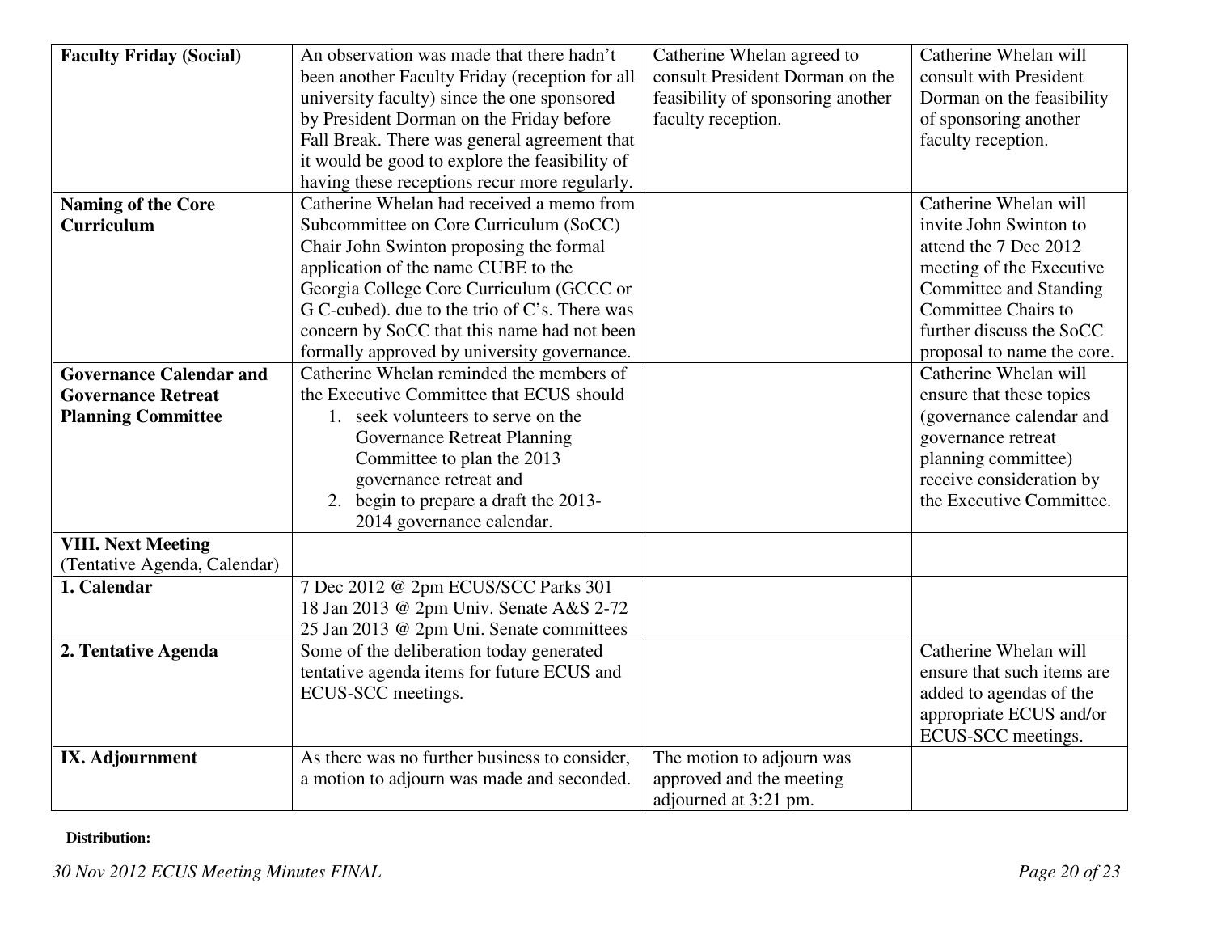| **Faculty Friday (Social)** | An observation was made that there hadn't been another Faculty Friday (reception for all university faculty) since the one sponsored by President Dorman on the Friday before Fall Break. There was general agreement that it would be good to explore the feasibility of having these receptions recur more regularly. | Catherine Whelan agreed to consult President Dorman on the feasibility of sponsoring another faculty reception. | Catherine Whelan will consult with President Dorman on the feasibility of sponsoring another faculty reception. |
|---|---|---|---|
| **Naming of the Core Curriculum** | Catherine Whelan had received a memo from Subcommittee on Core Curriculum (SoCC) Chair John Swinton proposing the formal application of the name CUBE to the Georgia College Core Curriculum (GCCC or G C-cubed). due to the trio of C's. There was concern by SoCC that this name had not been formally approved by university governance. | | Catherine Whelan will invite John Swinton to attend the 7 Dec 2012 meeting of the Executive Committee and Standing Committee Chairs to further discuss the SoCC proposal to name the core. |
| **Governance Calendar and Governance Retreat Planning Committee** | Catherine Whelan reminded the members of the Executive Committee that ECUS should 1. seek volunteers to serve on the Governance Retreat Planning Committee to plan the 2013 governance retreat and 2. begin to prepare a draft the 2013-2014 governance calendar. | | Catherine Whelan will ensure that these topics (governance calendar and governance retreat planning committee) receive consideration by the Executive Committee. |
| **VIII. Next Meeting** (Tentative Agenda, Calendar) | | | |
| **1. Calendar** | 7 Dec 2012 @ 2pm ECUS/SCC Parks 301<br>18 Jan 2013 @ 2pm Univ. Senate A&S 2-72<br>25 Jan 2013 @ 2pm Uni. Senate committees | | |
| **2. Tentative Agenda** | Some of the deliberation today generated tentative agenda items for future ECUS and ECUS-SCC meetings. | | Catherine Whelan will ensure that such items are added to agendas of the appropriate ECUS and/or ECUS-SCC meetings. |
| **IX. Adjournment** | As there was no further business to consider, a motion to adjourn was made and seconded. | The motion to adjourn was approved and the meeting adjourned at 3:21 pm. | |

**Distribution:**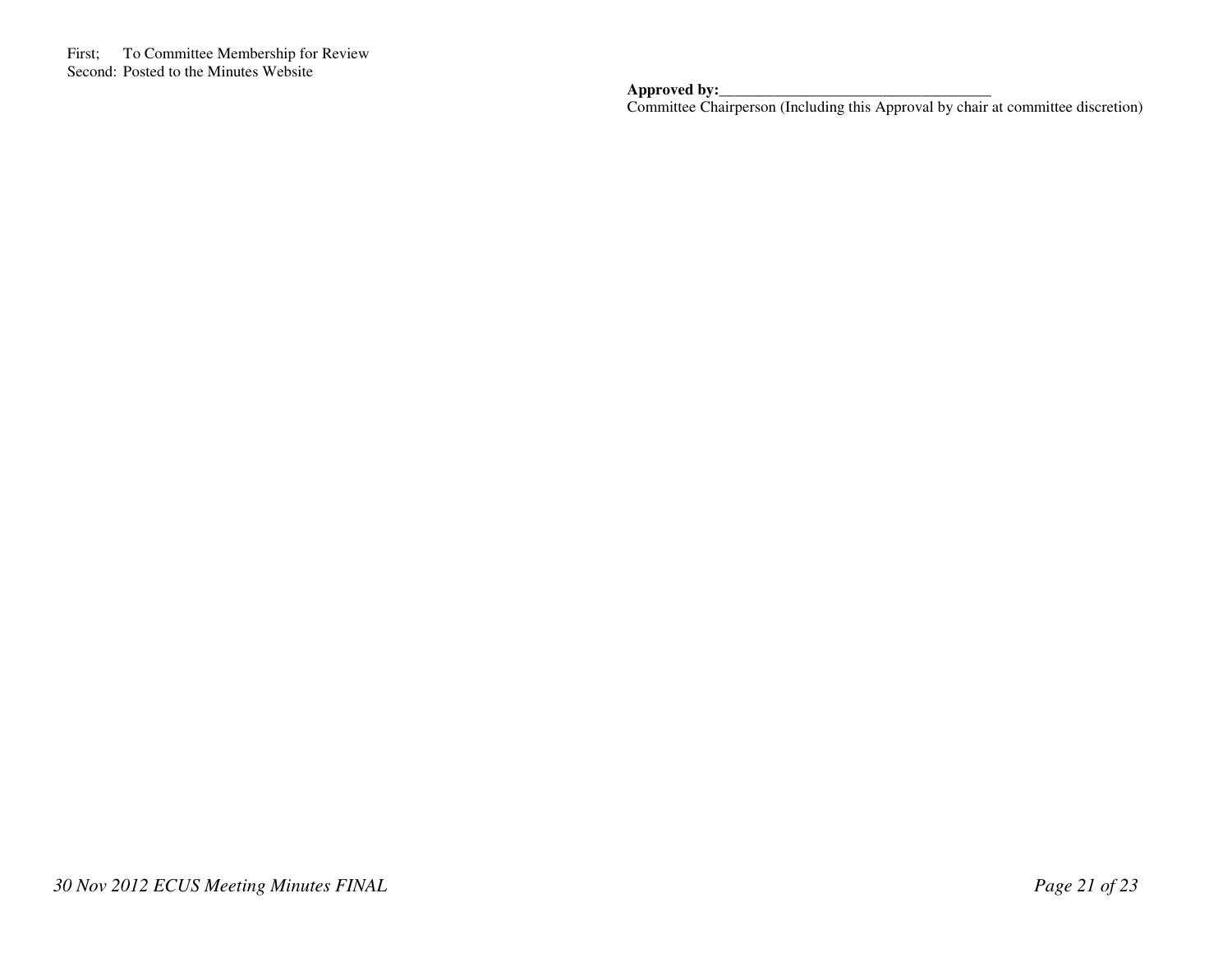First; To Committee Membership for Review
Second: Posted to the Minutes Website

**Approved by:**___________________________________
Committee Chairperson (Including this Approval by chair at committee discretion)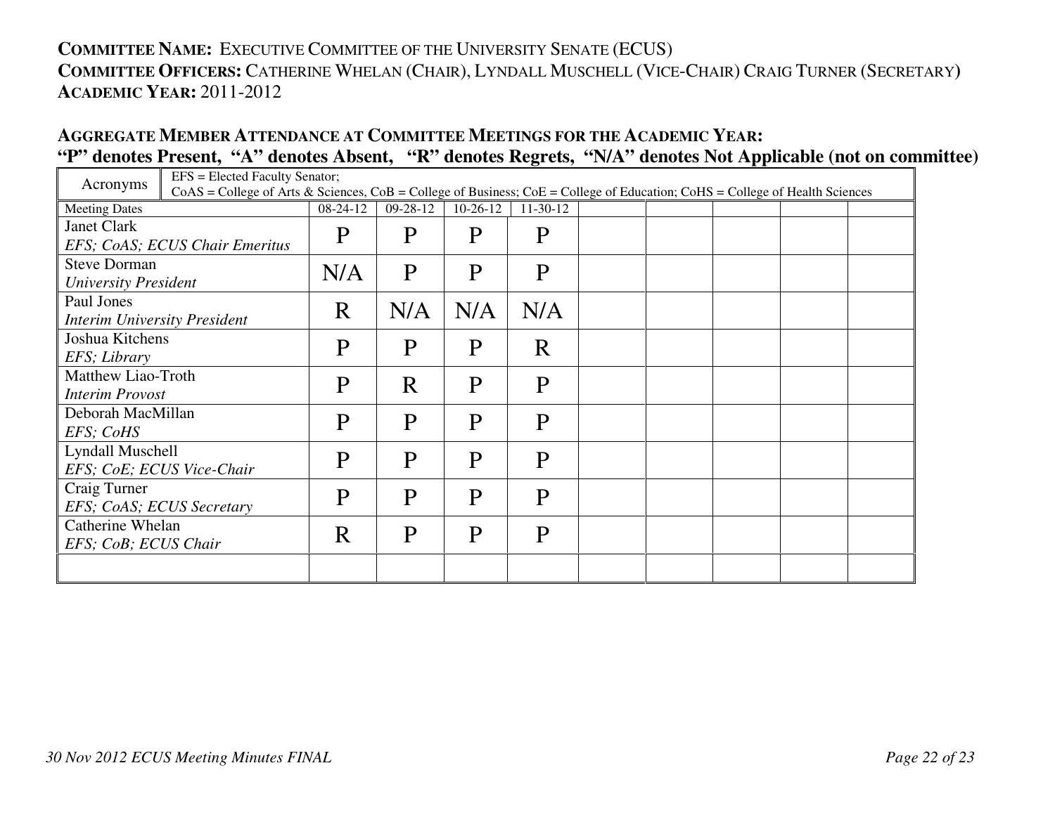**COMMITTEE NAME:** EXECUTIVE COMMITTEE OF THE UNIVERSITY SENATE (ECUS)
**COMMITTEE OFFICERS:** CATHERINE WHELAN (CHAIR), LYNDALL MUSCHELL (VICE-CHAIR) CRAIG TURNER (SECRETARY)
**ACADEMIC YEAR:** 2011-2012

**AGGREGATE MEMBER ATTENDANCE AT COMMITTEE MEETINGS FOR THE ACADEMIC YEAR:**
**"P" denotes Present, "A" denotes Absent, "R" denotes Regrets, "N/A" denotes Not Applicable (not on committee)**

| Acronyms | EFS = Elected Faculty Senator; CoAS = College of Arts & Sciences, CoB = College of Business; CoE = College of Education; CoHS = College of Health Sciences | | | | | | | | |
|---|---|---|---|---|---|---|---|---|---|
| Meeting Dates | 08-24-12 | 09-28-12 | 10-26-12 | 11-30-12 | | | | | |
| Janet Clark *EFS; CoAS; ECUS Chair Emeritus* | P | P | P | P | | | | | |
| Steve Dorman *University President* | N/A | P | P | P | | | | | |
| Paul Jones *Interim University President* | R | N/A | N/A | N/A | | | | | |
| Joshua Kitchens *EFS; Library* | P | P | P | R | | | | | |
| Matthew Liao-Troth *Interim Provost* | P | R | P | P | | | | | |
| Deborah MacMillan *EFS; CoHS* | P | P | P | P | | | | | |
| Lyndall Muschell *EFS; CoE; ECUS Vice-Chair* | P | P | P | P | | | | | |
| Craig Turner *EFS; CoAS; ECUS Secretary* | P | P | P | P | | | | | |
| Catherine Whelan *EFS; CoB; ECUS Chair* | R | P | P | P | | | | | |
| | | | | | | | | | |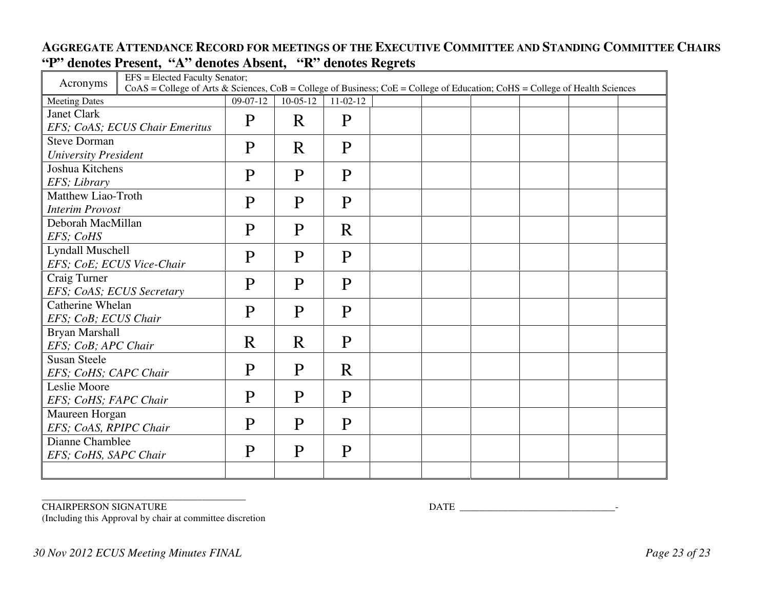**Aggregate Attendance Record for meetings of the Executive Committee and Standing Committee Chairs**

**"P" denotes Present, "A" denotes Absent, "R" denotes Regrets**

| Acronyms | EFS = Elected Faculty Senator; CoAS = College of Arts & Sciences, CoB = College of Business; CoE = College of Education; CoHS = College of Health Sciences | | | | | | | | |
|---|---|---|---|---|---|---|---|---|---|
| Meeting Dates | 09-07-12 | 10-05-12 | 11-02-12 | | | | | | |
| Janet Clark<br>*EFS; CoAS; ECUS Chair Emeritus* | P | R | P | | | | | | |
| Steve Dorman<br>*University President* | P | R | P | | | | | | |
| Joshua Kitchens<br>*EFS; Library* | P | P | P | | | | | | |
| Matthew Liao-Troth<br>*Interim Provost* | P | P | P | | | | | | |
| Deborah MacMillan<br>*EFS; CoHS* | P | P | R | | | | | | |
| Lyndall Muschell<br>*EFS; CoE; ECUS Vice-Chair* | P | P | P | | | | | | |
| Craig Turner<br>*EFS; CoAS; ECUS Secretary* | P | P | P | | | | | | |
| Catherine Whelan<br>*EFS; CoB; ECUS Chair* | P | P | P | | | | | | |
| Bryan Marshall<br>*EFS; CoB; APC Chair* | R | R | P | | | | | | |
| Susan Steele<br>*EFS; CoHS; CAPC Chair* | P | P | R | | | | | | |
| Leslie Moore<br>*EFS; CoHS; FAPC Chair* | P | P | P | | | | | | |
| Maureen Horgan<br>*EFS; CoAS, RPIPC Chair* | P | P | P | | | | | | |
| Dianne Chamblee<br>*EFS; CoHS, SAPC Chair* | P | P | P | | | | | | |
| | | | | | | | | | |

_______________________________________
CHAIRPERSON SIGNATURE
(Including this Approval by chair at committee discretion

DATE _______________________________-